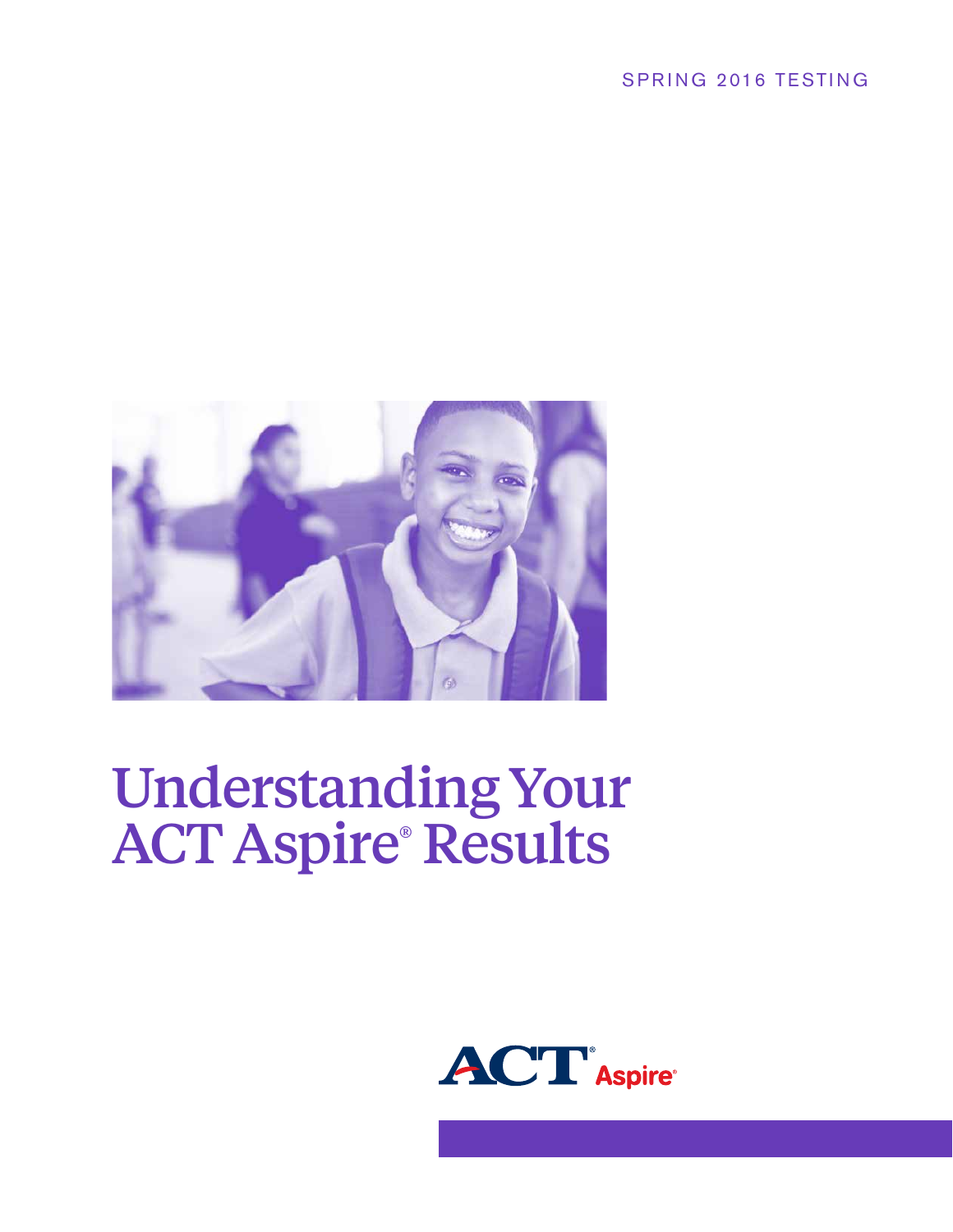SPRING 2016 TESTING

# Understanding Your ACT Aspire® Results

ACT® Aspire®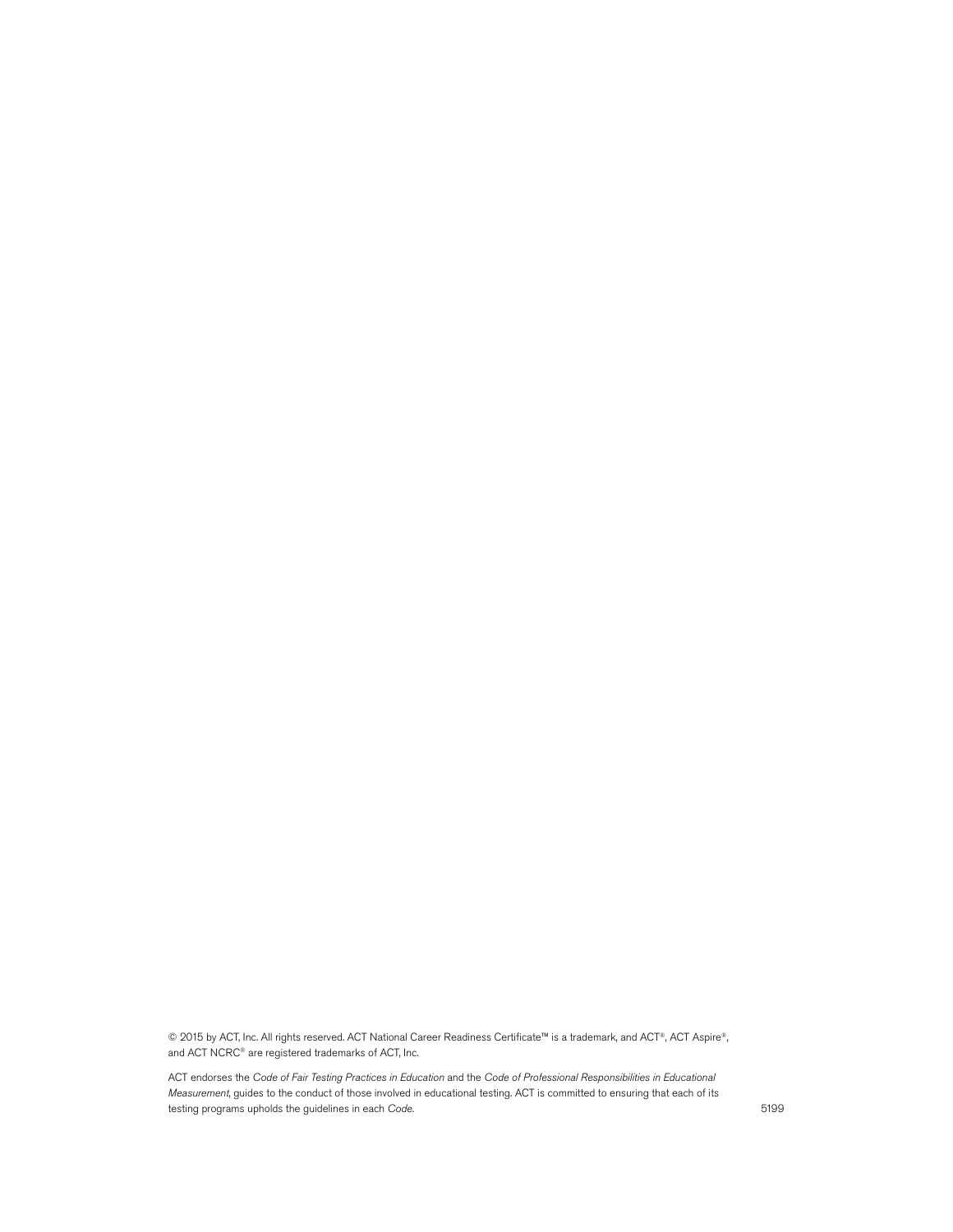© 2015 by ACT, Inc. All rights reserved. ACT National Career Readiness Certificate™ is a trademark, and ACT®, ACT Aspire®, and ACT NCRC® are registered trademarks of ACT, Inc.

ACT endorses the *Code of Fair Testing Practices in Education* and the *Code of Professional Responsibilities in Educational Measurement*, guides to the conduct of those involved in educational testing. ACT is committed to ensuring that each of its testing programs upholds the guidelines in each *Code*.

5199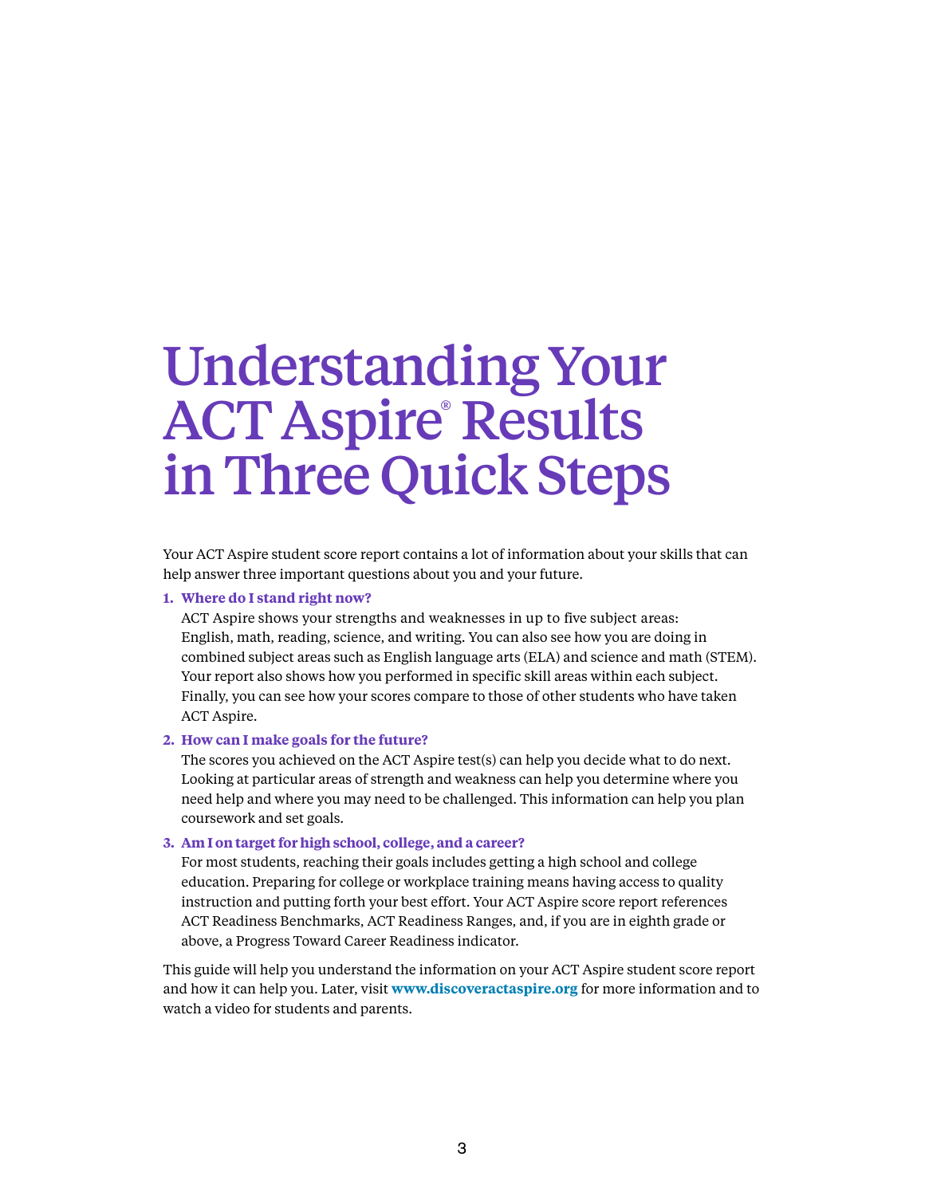# Understanding Your ACT Aspire® Results in Three Quick Steps

Your ACT Aspire student score report contains a lot of information about your skills that can help answer three important questions about you and your future.

1. **Where do I stand right now?**
   ACT Aspire shows your strengths and weaknesses in up to five subject areas: English, math, reading, science, and writing. You can also see how you are doing in combined subject areas such as English language arts (ELA) and science and math (STEM). Your report also shows how you performed in specific skill areas within each subject. Finally, you can see how your scores compare to those of other students who have taken ACT Aspire.

2. **How can I make goals for the future?**
   The scores you achieved on the ACT Aspire test(s) can help you decide what to do next. Looking at particular areas of strength and weakness can help you determine where you need help and where you may need to be challenged. This information can help you plan coursework and set goals.

3. **Am I on target for high school, college, and a career?**
   For most students, reaching their goals includes getting a high school and college education. Preparing for college or workplace training means having access to quality instruction and putting forth your best effort. Your ACT Aspire score report references ACT Readiness Benchmarks, ACT Readiness Ranges, and, if you are in eighth grade or above, a Progress Toward Career Readiness indicator.

This guide will help you understand the information on your ACT Aspire student score report and how it can help you. Later, visit **www.discoveractaspire.org** for more information and to watch a video for students and parents.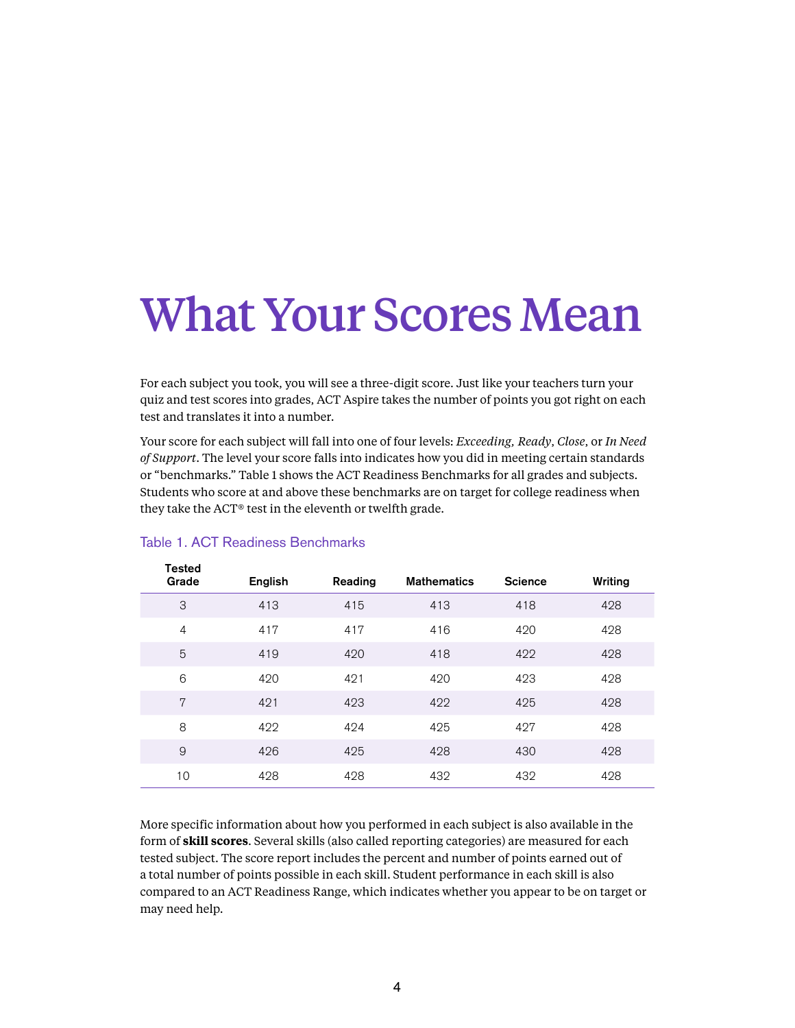# What Your Scores Mean

For each subject you took, you will see a three-digit score. Just like your teachers turn your quiz and test scores into grades, ACT Aspire takes the number of points you got right on each test and translates it into a number.

Your score for each subject will fall into one of four levels: *Exceeding, Ready*, *Close*, or *In Need of Support*. The level your score falls into indicates how you did in meeting certain standards or "benchmarks." Table 1 shows the ACT Readiness Benchmarks for all grades and subjects. Students who score at and above these benchmarks are on target for college readiness when they take the ACT® test in the eleventh or twelfth grade.

Table 1. ACT Readiness Benchmarks

| Tested Grade | English | Reading | Mathematics | Science | Writing |
|---|---|---|---|---|---|
| 3 | 413 | 415 | 413 | 418 | 428 |
| 4 | 417 | 417 | 416 | 420 | 428 |
| 5 | 419 | 420 | 418 | 422 | 428 |
| 6 | 420 | 421 | 420 | 423 | 428 |
| 7 | 421 | 423 | 422 | 425 | 428 |
| 8 | 422 | 424 | 425 | 427 | 428 |
| 9 | 426 | 425 | 428 | 430 | 428 |
| 10 | 428 | 428 | 432 | 432 | 428 |

More specific information about how you performed in each subject is also available in the form of **skill scores**. Several skills (also called reporting categories) are measured for each tested subject. The score report includes the percent and number of points earned out of a total number of points possible in each skill. Student performance in each skill is also compared to an ACT Readiness Range, which indicates whether you appear to be on target or may need help.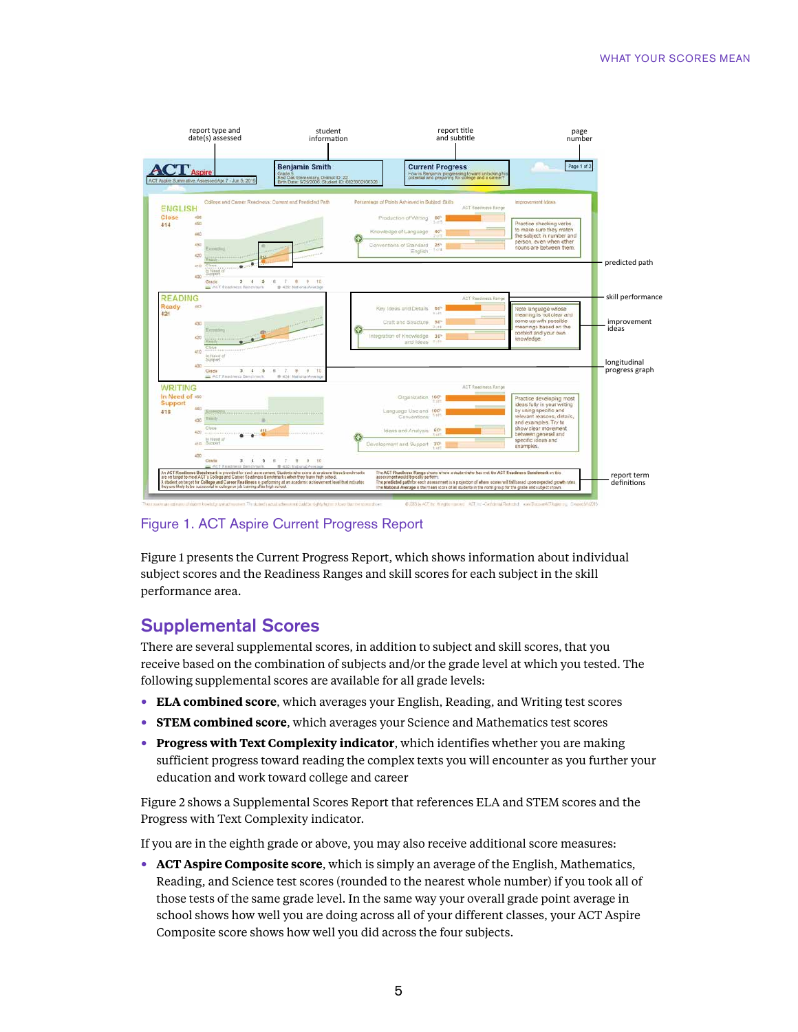Figure 1. ACT Aspire Current Progress Report

Figure 1 presents the Current Progress Report, which shows information about individual subject scores and the Readiness Ranges and skill scores for each subject in the skill performance area.

## Supplemental Scores

There are several supplemental scores, in addition to subject and skill scores, that you receive based on the combination of subjects and/or the grade level at which you tested. The following supplemental scores are available for all grade levels:

- **ELA combined score**, which averages your English, Reading, and Writing test scores
- **STEM combined score**, which averages your Science and Mathematics test scores
- **Progress with Text Complexity indicator**, which identifies whether you are making sufficient progress toward reading the complex texts you will encounter as you further your education and work toward college and career

Figure 2 shows a Supplemental Scores Report that references ELA and STEM scores and the Progress with Text Complexity indicator.

If you are in the eighth grade or above, you may also receive additional score measures:

- **ACT Aspire Composite score**, which is simply an average of the English, Mathematics, Reading, and Science test scores (rounded to the nearest whole number) if you took all of those tests of the same grade level. In the same way your overall grade point average in school shows how well you are doing across all of your different classes, your ACT Aspire Composite score shows how well you did across the four subjects.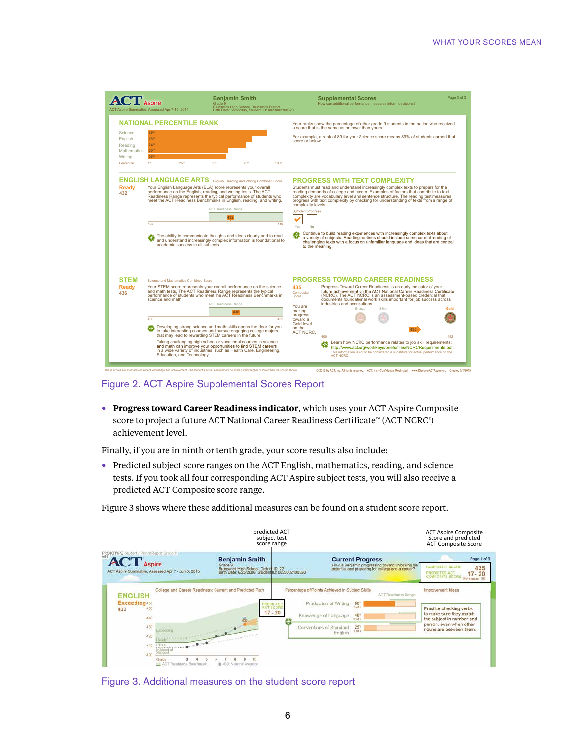Figure 2. ACT Aspire Supplemental Scores Report

- **Progress toward Career Readiness indicator**, which uses your ACT Aspire Composite score to project a future ACT National Career Readiness Certificate™ (ACT NCRC®) achievement level.

Finally, if you are in ninth or tenth grade, your score results also include:

- Predicted subject score ranges on the ACT English, mathematics, reading, and science tests. If you took all four corresponding ACT Aspire subject tests, you will also receive a predicted ACT Composite score range.

Figure 3 shows where these additional measures can be found on a student score report.

Figure 3. Additional measures on the student score report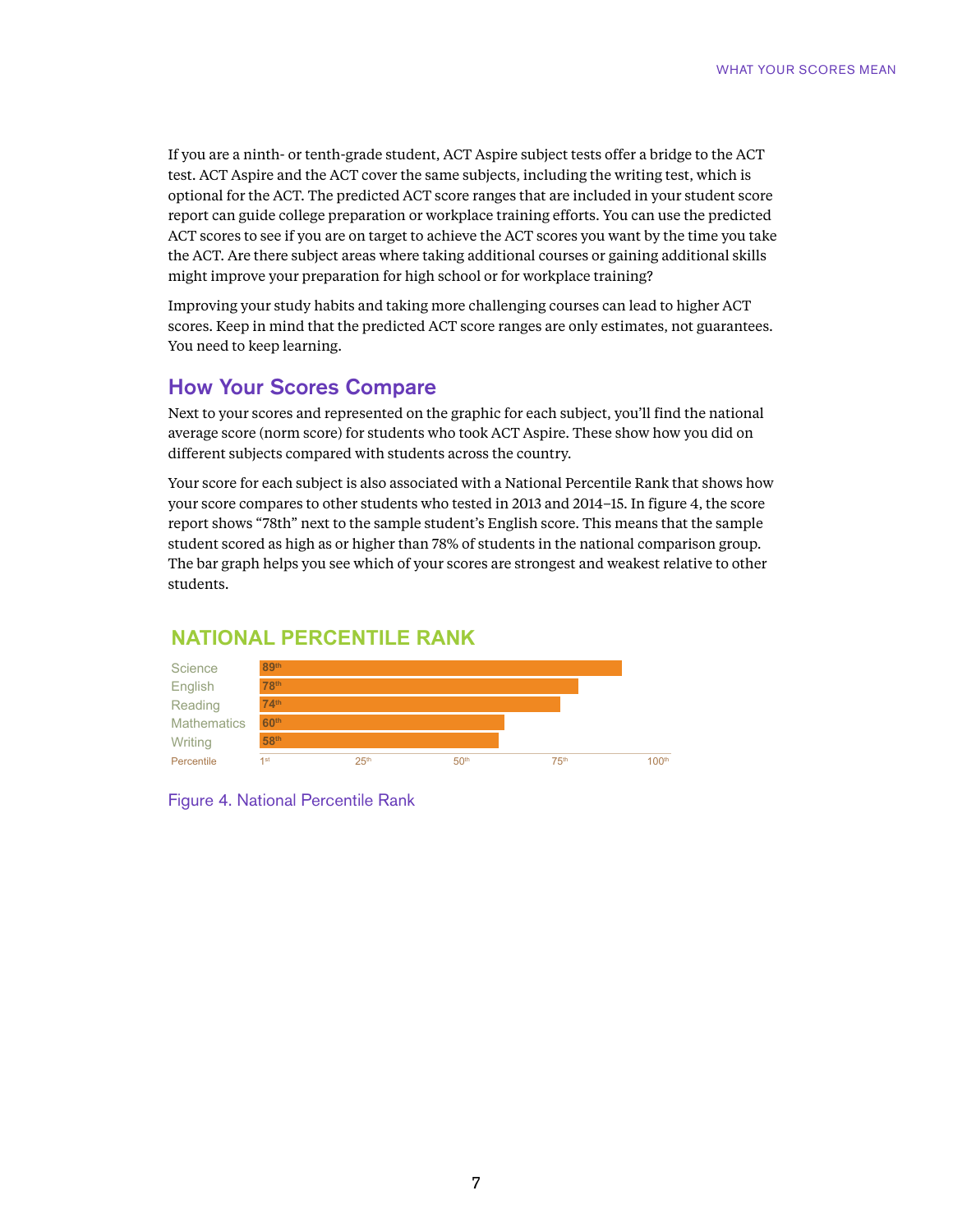If you are a ninth- or tenth-grade student, ACT Aspire subject tests offer a bridge to the ACT test. ACT Aspire and the ACT cover the same subjects, including the writing test, which is optional for the ACT. The predicted ACT score ranges that are included in your student score report can guide college preparation or workplace training efforts. You can use the predicted ACT scores to see if you are on target to achieve the ACT scores you want by the time you take the ACT. Are there subject areas where taking additional courses or gaining additional skills might improve your preparation for high school or for workplace training?

Improving your study habits and taking more challenging courses can lead to higher ACT scores. Keep in mind that the predicted ACT score ranges are only estimates, not guarantees. You need to keep learning.

## How Your Scores Compare

Next to your scores and represented on the graphic for each subject, you'll find the national average score (norm score) for students who took ACT Aspire. These show how you did on different subjects compared with students across the country.

Your score for each subject is also associated with a National Percentile Rank that shows how your score compares to other students who tested in 2013 and 2014–15. In figure 4, the score report shows "78th" next to the sample student's English score. This means that the sample student scored as high as or higher than 78% of students in the national comparison group. The bar graph helps you see which of your scores are strongest and weakest relative to other students.

### NATIONAL PERCENTILE RANK

| Subject | Percentile |
| --- | --- |
| Science | 89th |
| English | 78th |
| Reading | 74th |
| Mathematics | 60th |
| Writing | 58th |

Percentile: 1st, 25th, 50th, 75th, 100th

Figure 4. National Percentile Rank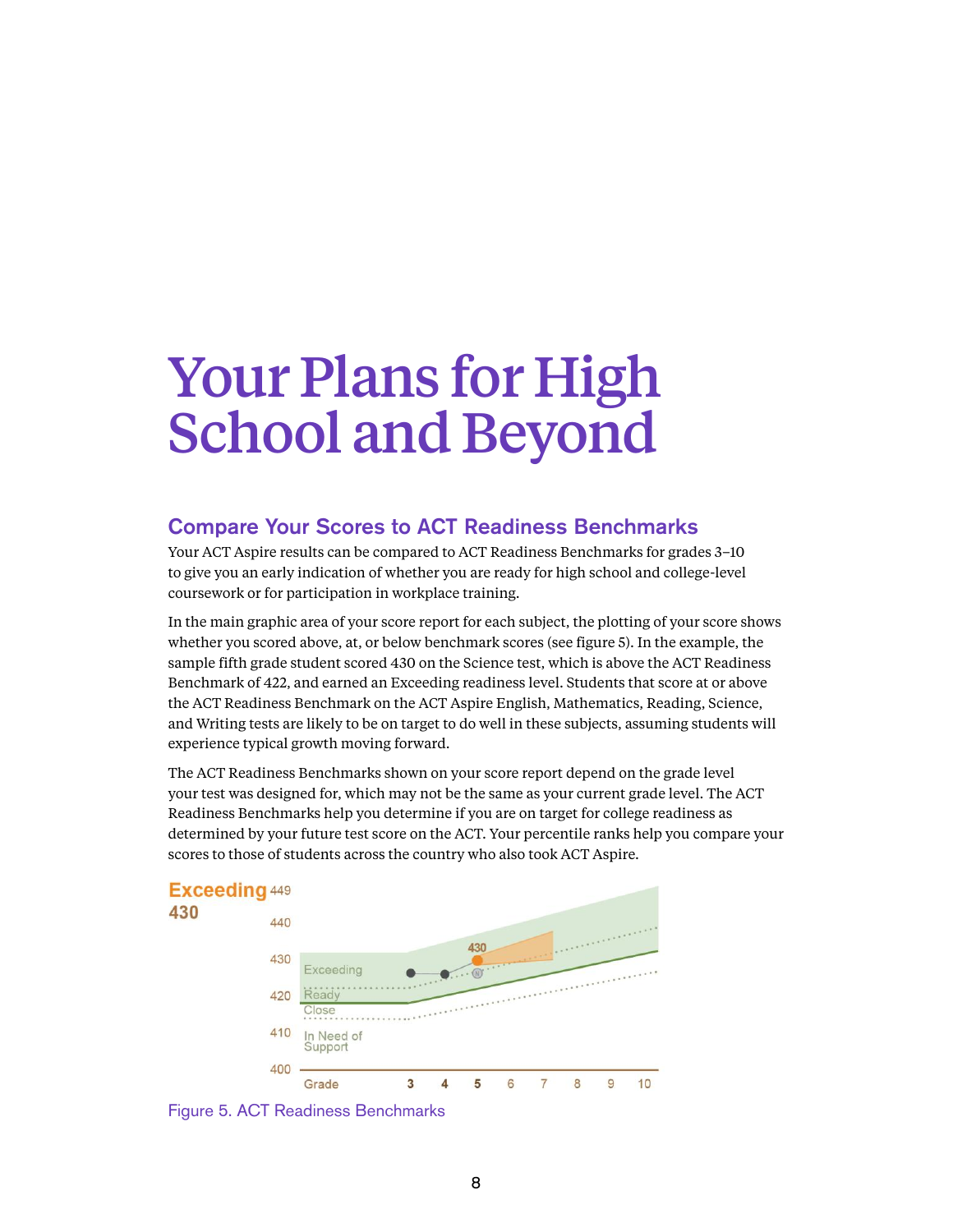# Your Plans for High School and Beyond

## Compare Your Scores to ACT Readiness Benchmarks

Your ACT Aspire results can be compared to ACT Readiness Benchmarks for grades 3–10 to give you an early indication of whether you are ready for high school and college-level coursework or for participation in workplace training.

In the main graphic area of your score report for each subject, the plotting of your score shows whether you scored above, at, or below benchmark scores (see figure 5). In the example, the sample fifth grade student scored 430 on the Science test, which is above the ACT Readiness Benchmark of 422, and earned an Exceeding readiness level. Students that score at or above the ACT Readiness Benchmark on the ACT Aspire English, Mathematics, Reading, Science, and Writing tests are likely to be on target to do well in these subjects, assuming students will experience typical growth moving forward.

The ACT Readiness Benchmarks shown on your score report depend on the grade level your test was designed for, which may not be the same as your current grade level. The ACT Readiness Benchmarks help you determine if you are on target for college readiness as determined by your future test score on the ACT. Your percentile ranks help you compare your scores to those of students across the country who also took ACT Aspire.

**Exceeding** 449
**430**

Figure 5. ACT Readiness Benchmarks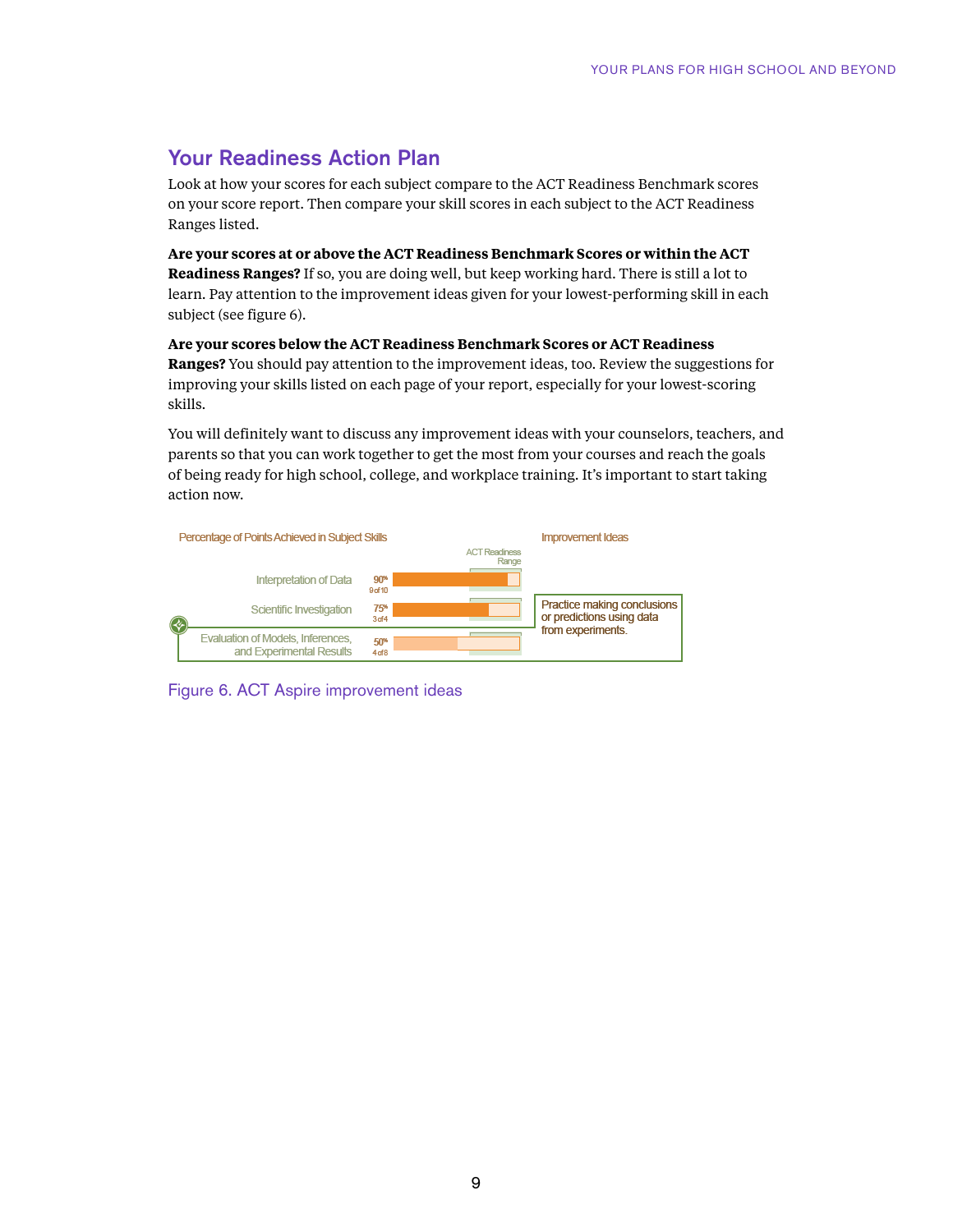## Your Readiness Action Plan

Look at how your scores for each subject compare to the ACT Readiness Benchmark scores on your score report. Then compare your skill scores in each subject to the ACT Readiness Ranges listed.

**Are your scores at or above the ACT Readiness Benchmark Scores or within the ACT Readiness Ranges?** If so, you are doing well, but keep working hard. There is still a lot to learn. Pay attention to the improvement ideas given for your lowest-performing skill in each subject (see figure 6).

**Are your scores below the ACT Readiness Benchmark Scores or ACT Readiness Ranges?** You should pay attention to the improvement ideas, too. Review the suggestions for improving your skills listed on each page of your report, especially for your lowest-scoring skills.

You will definitely want to discuss any improvement ideas with your counselors, teachers, and parents so that you can work together to get the most from your courses and reach the goals of being ready for high school, college, and workplace training. It's important to start taking action now.

Percentage of Points Achieved in Subject Skills

| Skill | Score | Improvement Ideas |
| --- | --- | --- |
| Interpretation of Data | 90% (9 of 10) | |
| Scientific Investigation | 75% (3 of 4) | |
| Evaluation of Models, Inferences, and Experimental Results | 50% (4 of 8) | Practice making conclusions or predictions using data from experiments. |

Figure 6. ACT Aspire improvement ideas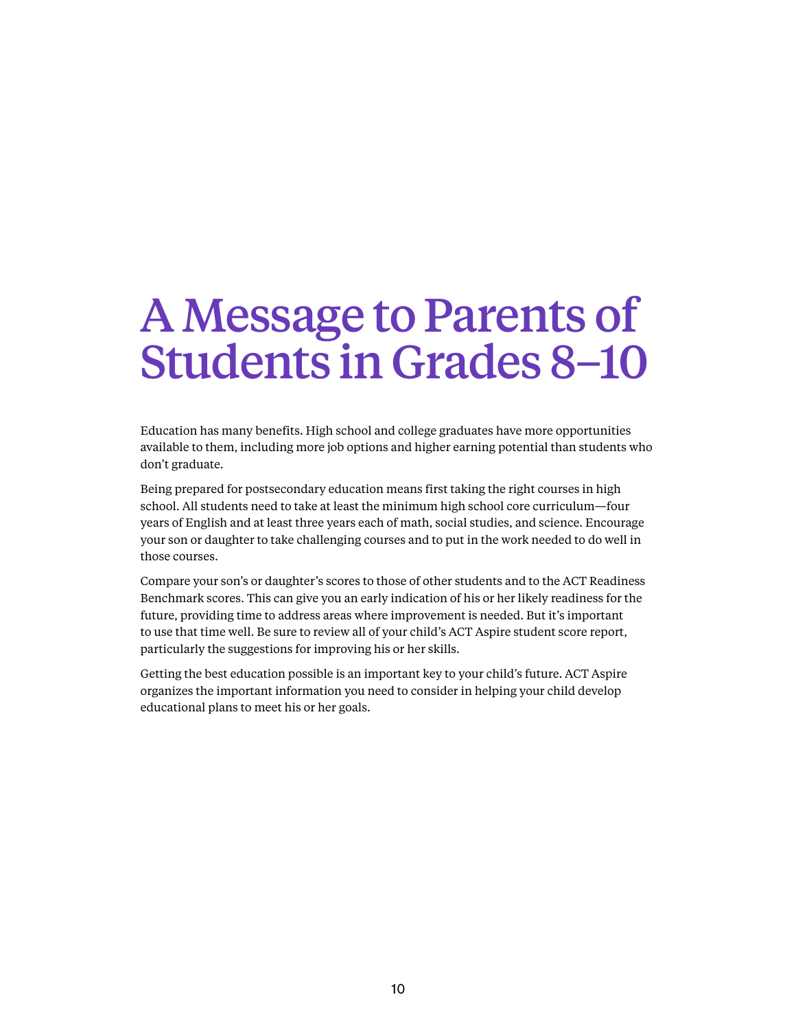# A Message to Parents of Students in Grades 8–10

Education has many benefits. High school and college graduates have more opportunities available to them, including more job options and higher earning potential than students who don't graduate.

Being prepared for postsecondary education means first taking the right courses in high school. All students need to take at least the minimum high school core curriculum—four years of English and at least three years each of math, social studies, and science. Encourage your son or daughter to take challenging courses and to put in the work needed to do well in those courses.

Compare your son's or daughter's scores to those of other students and to the ACT Readiness Benchmark scores. This can give you an early indication of his or her likely readiness for the future, providing time to address areas where improvement is needed. But it's important to use that time well. Be sure to review all of your child's ACT Aspire student score report, particularly the suggestions for improving his or her skills.

Getting the best education possible is an important key to your child's future. ACT Aspire organizes the important information you need to consider in helping your child develop educational plans to meet his or her goals.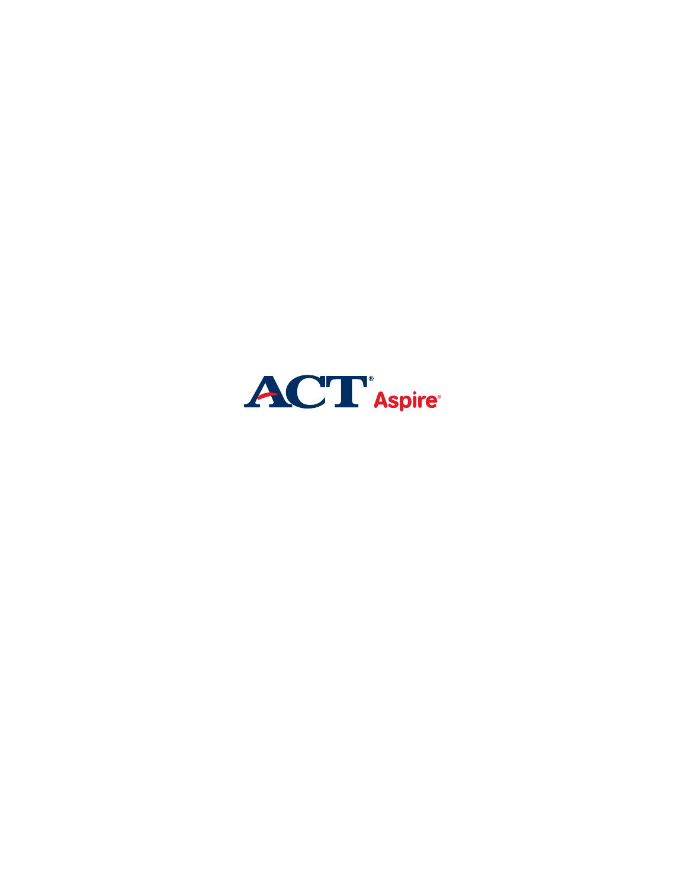ACT® Aspire®